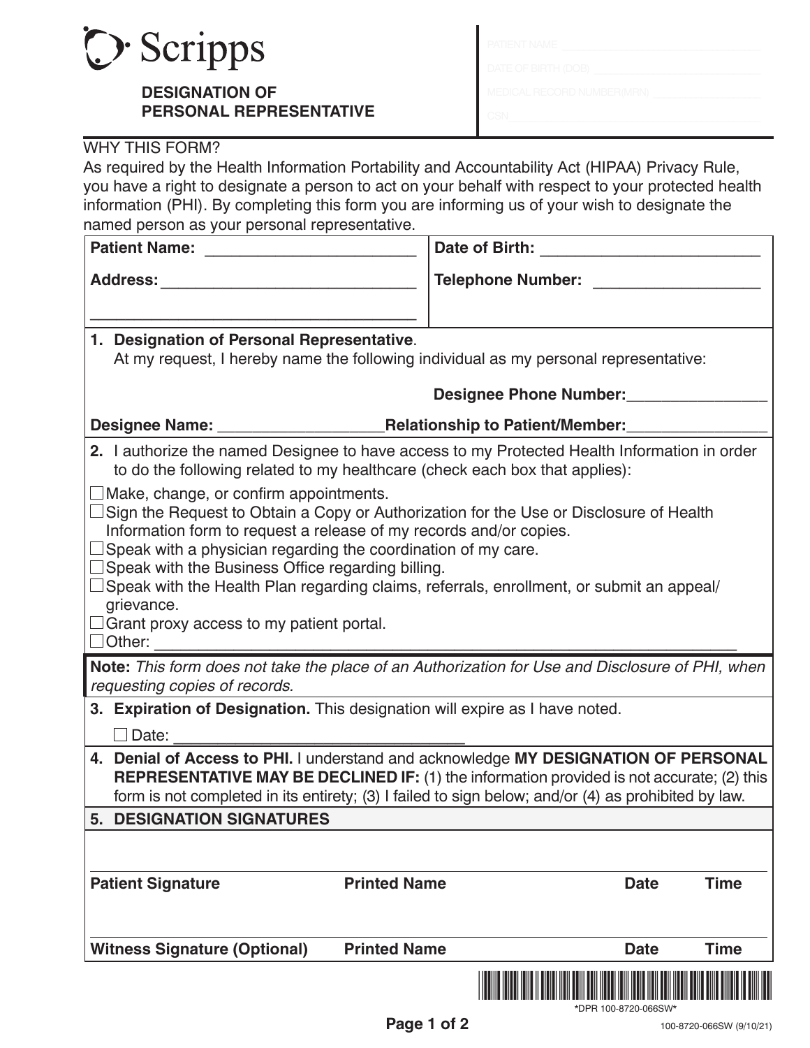Scripps

## DESIGNATION OF PERSONAL REPRESENTATIVE

PATIENT NAME ______________________________

DATE OF BIRTH (DOB) ______________________________

MEDICAL RECORD NUMBER(MRN) ______________________________

CSN ______________________________

WHY THIS FORM?

As required by the Health Information Portability and Accountability Act (HIPAA) Privacy Rule, you have a right to designate a person to act on your behalf with respect to your protected health information (PHI). By completing this form you are informing us of your wish to designate the named person as your personal representative.

**Patient Name:** ________________________ **Date of Birth:** __________________________

**Address:** ______________________________ **Telephone Number:** ___________________

______________________________________

**1. Designation of Personal Representative**.
At my request, I hereby name the following individual as my personal representative:

**Designee Phone Number:**________________

**Designee Name:** ___________________**Relationship to Patient/Member:**________________

**2.** I authorize the named Designee to have access to my Protected Health Information in order to do the following related to my healthcare (check each box that applies):

☐ Make, change, or confirm appointments.
☐ Sign the Request to Obtain a Copy or Authorization for the Use or Disclosure of Health Information form to request a release of my records and/or copies.
☐ Speak with a physician regarding the coordination of my care.
☐ Speak with the Business Office regarding billing.
☐ Speak with the Health Plan regarding claims, referrals, enrollment, or submit an appeal/grievance.
☐ Grant proxy access to my patient portal.
☐ Other: ______________________________________________________________

**Note:** *This form does not take the place of an Authorization for Use and Disclosure of PHI, when requesting copies of records.*

**3. Expiration of Designation.** This designation will expire as I have noted.

☐ Date: __________________________________

**4. Denial of Access to PHI.** I understand and acknowledge **MY DESIGNATION OF PERSONAL REPRESENTATIVE MAY BE DECLINED IF:** (1) the information provided is not accurate; (2) this form is not completed in its entirety; (3) I failed to sign below; and/or (4) as prohibited by law.

**5. DESIGNATION SIGNATURES**

| **Patient Signature** | **Printed Name** | **Date** | **Time** |
|---|---|---|---|
| | | | |

| **Witness Signature (Optional)** | **Printed Name** | **Date** | **Time** |
|---|---|---|---|
| | | | |

*DPR 100-8720-066SW*

100-8720-066SW (9/10/21)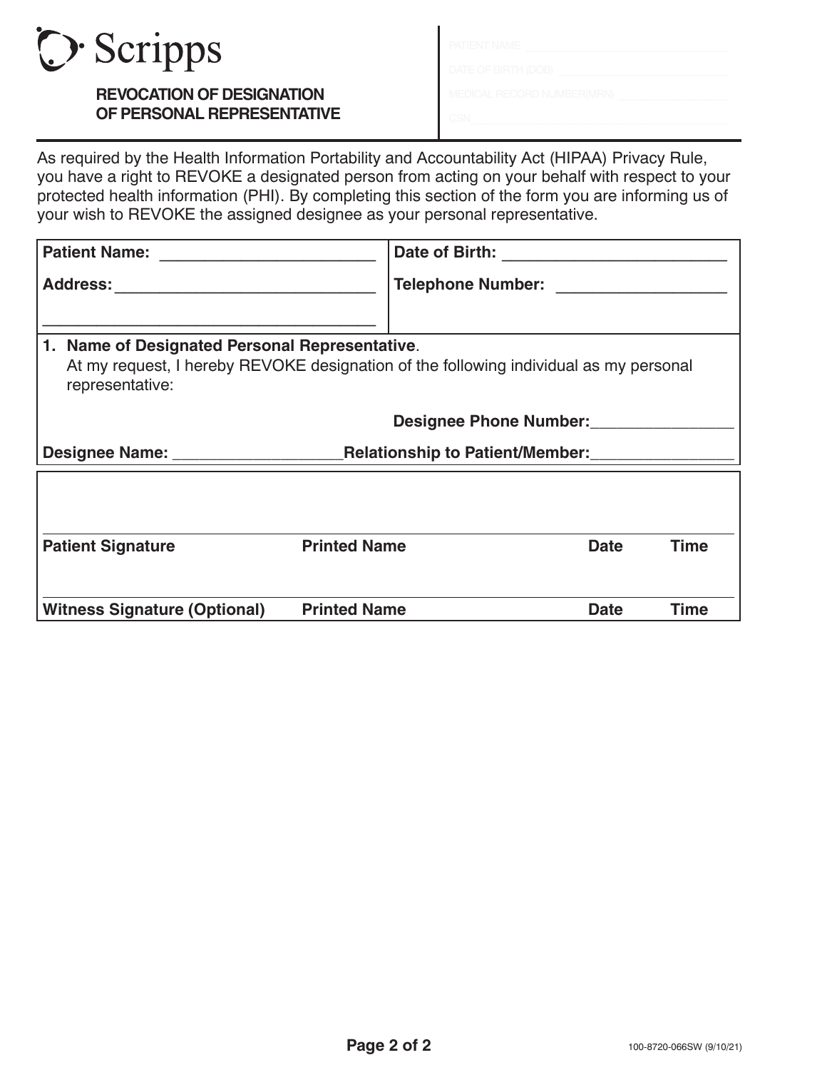Scripps

## REVOCATION OF DESIGNATION OF PERSONAL REPRESENTATIVE

PATIENT NAME ______________________

DATE OF BIRTH (DOB) ______________________

MEDICAL RECORD NUMBER(MRN) ______________________

CSN ______________________

As required by the Health Information Portability and Accountability Act (HIPAA) Privacy Rule, you have a right to REVOKE a designated person from acting on your behalf with respect to your protected health information (PHI). By completing this section of the form you are informing us of your wish to REVOKE the assigned designee as your personal representative.

| | |
|---|---|
| **Patient Name:** ______________________ | **Date of Birth:** ______________________ |
| **Address:** ______________________ ______________________ | **Telephone Number:** ______________________ |

**1. Name of Designated Personal Representative**.
At my request, I hereby REVOKE designation of the following individual as my personal representative:

**Designee Phone Number:**________________

**Designee Name:** ___________________ **Relationship to Patient/Member:**________________

| | | | |
|---|---|---|---|
| **Patient Signature** | **Printed Name** | **Date** | **Time** |
| **Witness Signature (Optional)** | **Printed Name** | **Date** | **Time** |

100-8720-066SW (9/10/21)